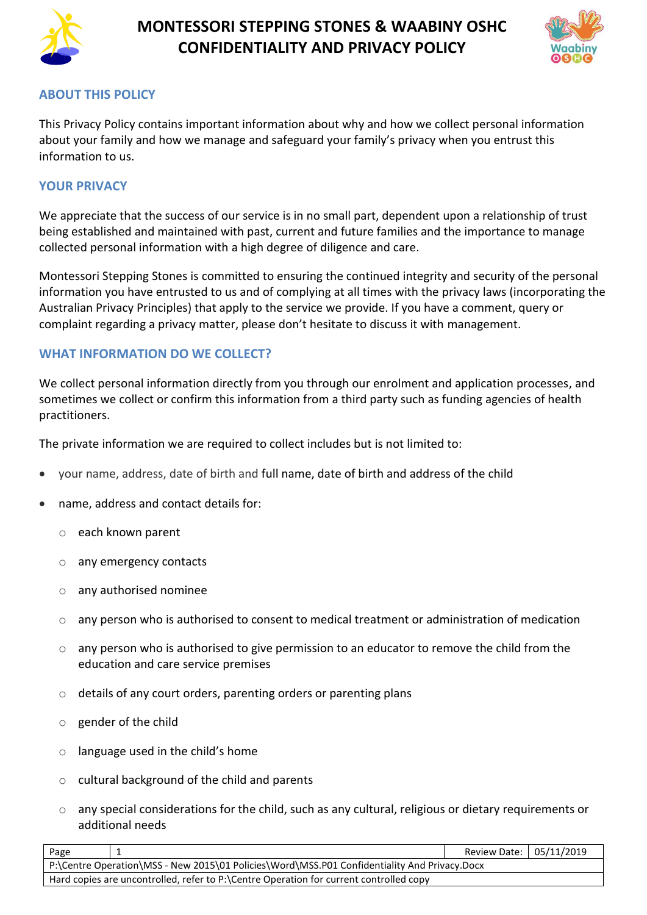# MONTESSORI STEPPING STONES & WAABINY OSHC CONFIDENTIALITY AND PRIVACY POLICY

## ABOUT THIS POLICY

This Privacy Policy contains important information about why and how we collect personal information about your family and how we manage and safeguard your family's privacy when you entrust this information to us.

## YOUR PRIVACY

We appreciate that the success of our service is in no small part, dependent upon a relationship of trust being established and maintained with past, current and future families and the importance to manage collected personal information with a high degree of diligence and care.

Montessori Stepping Stones is committed to ensuring the continued integrity and security of the personal information you have entrusted to us and of complying at all times with the privacy laws (incorporating the Australian Privacy Principles) that apply to the service we provide. If you have a comment, query or complaint regarding a privacy matter, please don't hesitate to discuss it with management.

## WHAT INFORMATION DO WE COLLECT?

We collect personal information directly from you through our enrolment and application processes, and sometimes we collect or confirm this information from a third party such as funding agencies of health practitioners.

The private information we are required to collect includes but is not limited to:

- your name, address, date of birth and full name, date of birth and address of the child
- name, address and contact details for:
  - each known parent
  - any emergency contacts
  - any authorised nominee
  - any person who is authorised to consent to medical treatment or administration of medication
  - any person who is authorised to give permission to an educator to remove the child from the education and care service premises
  - details of any court orders, parenting orders or parenting plans
  - gender of the child
  - language used in the child's home
  - cultural background of the child and parents
  - any special considerations for the child, such as any cultural, religious or dietary requirements or additional needs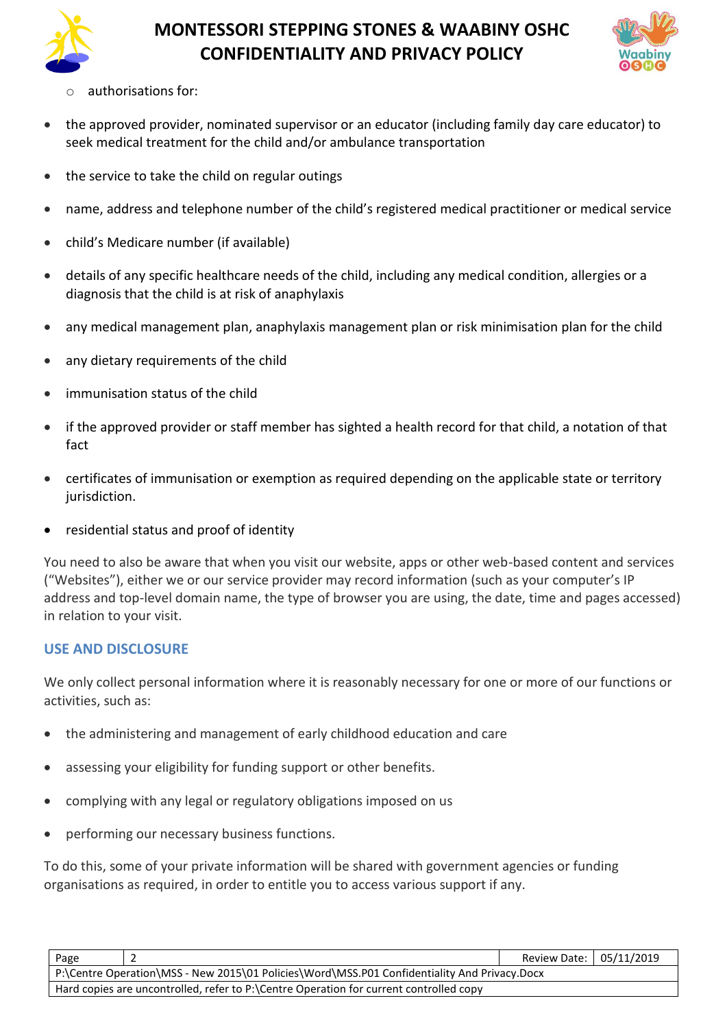- authorisations for:

- the approved provider, nominated supervisor or an educator (including family day care educator) to seek medical treatment for the child and/or ambulance transportation
- the service to take the child on regular outings
- name, address and telephone number of the child's registered medical practitioner or medical service
- child's Medicare number (if available)
- details of any specific healthcare needs of the child, including any medical condition, allergies or a diagnosis that the child is at risk of anaphylaxis
- any medical management plan, anaphylaxis management plan or risk minimisation plan for the child
- any dietary requirements of the child
- immunisation status of the child
- if the approved provider or staff member has sighted a health record for that child, a notation of that fact
- certificates of immunisation or exemption as required depending on the applicable state or territory jurisdiction.
- residential status and proof of identity

You need to also be aware that when you visit our website, apps or other web-based content and services ("Websites"), either we or our service provider may record information (such as your computer's IP address and top-level domain name, the type of browser you are using, the date, time and pages accessed) in relation to your visit.

## USE AND DISCLOSURE

We only collect personal information where it is reasonably necessary for one or more of our functions or activities, such as:

- the administering and management of early childhood education and care
- assessing your eligibility for funding support or other benefits.
- complying with any legal or regulatory obligations imposed on us
- performing our necessary business functions.

To do this, some of your private information will be shared with government agencies or funding organisations as required, in order to entitle you to access various support if any.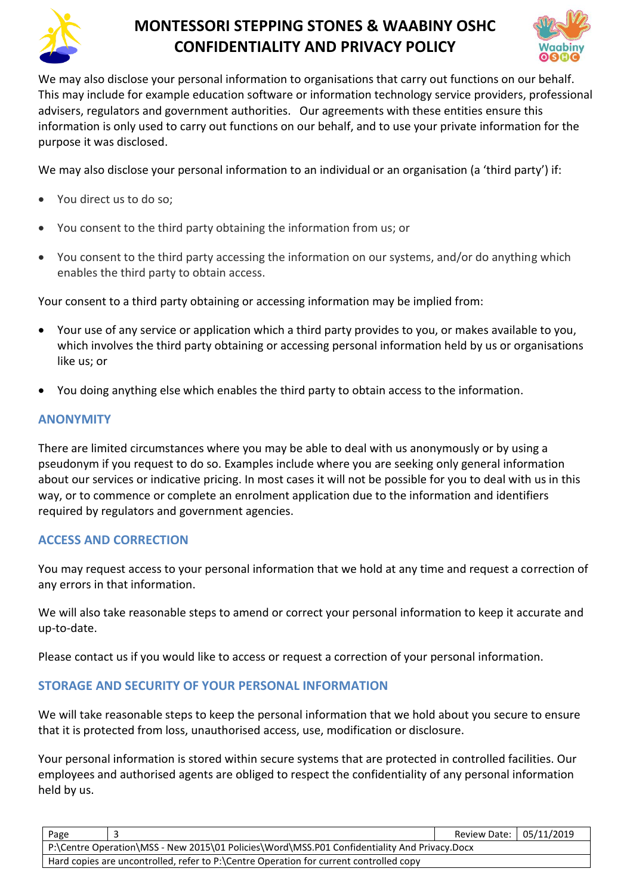We may also disclose your personal information to organisations that carry out functions on our behalf. This may include for example education software or information technology service providers, professional advisers, regulators and government authorities. Our agreements with these entities ensure this information is only used to carry out functions on our behalf, and to use your private information for the purpose it was disclosed.

We may also disclose your personal information to an individual or an organisation (a 'third party') if:

- You direct us to do so;
- You consent to the third party obtaining the information from us; or
- You consent to the third party accessing the information on our systems, and/or do anything which enables the third party to obtain access.

Your consent to a third party obtaining or accessing information may be implied from:

- Your use of any service or application which a third party provides to you, or makes available to you, which involves the third party obtaining or accessing personal information held by us or organisations like us; or
- You doing anything else which enables the third party to obtain access to the information.

## ANONYMITY

There are limited circumstances where you may be able to deal with us anonymously or by using a pseudonym if you request to do so. Examples include where you are seeking only general information about our services or indicative pricing. In most cases it will not be possible for you to deal with us in this way, or to commence or complete an enrolment application due to the information and identifiers required by regulators and government agencies.

## ACCESS AND CORRECTION

You may request access to your personal information that we hold at any time and request a correction of any errors in that information.

We will also take reasonable steps to amend or correct your personal information to keep it accurate and up-to-date.

Please contact us if you would like to access or request a correction of your personal information.

## STORAGE AND SECURITY OF YOUR PERSONAL INFORMATION

We will take reasonable steps to keep the personal information that we hold about you secure to ensure that it is protected from loss, unauthorised access, use, modification or disclosure.

Your personal information is stored within secure systems that are protected in controlled facilities. Our employees and authorised agents are obliged to respect the confidentiality of any personal information held by us.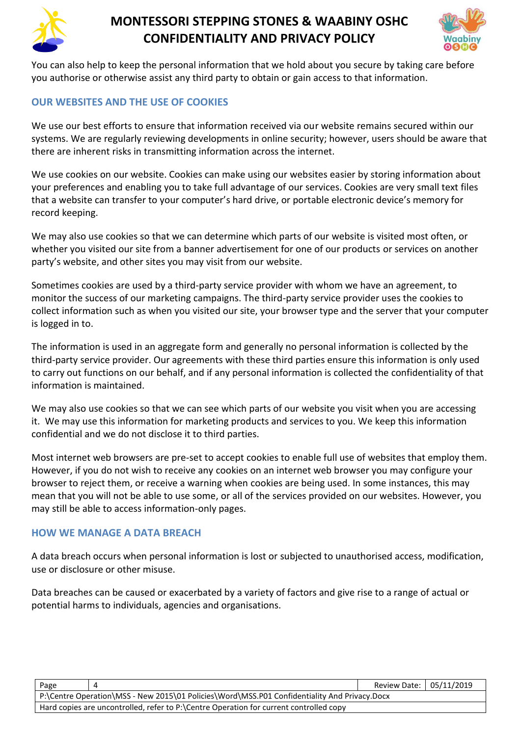You can also help to keep the personal information that we hold about you secure by taking care before you authorise or otherwise assist any third party to obtain or gain access to that information.

## OUR WEBSITES AND THE USE OF COOKIES

We use our best efforts to ensure that information received via our website remains secured within our systems. We are regularly reviewing developments in online security; however, users should be aware that there are inherent risks in transmitting information across the internet.

We use cookies on our website. Cookies can make using our websites easier by storing information about your preferences and enabling you to take full advantage of our services. Cookies are very small text files that a website can transfer to your computer's hard drive, or portable electronic device's memory for record keeping.

We may also use cookies so that we can determine which parts of our website is visited most often, or whether you visited our site from a banner advertisement for one of our products or services on another party's website, and other sites you may visit from our website.

Sometimes cookies are used by a third-party service provider with whom we have an agreement, to monitor the success of our marketing campaigns. The third-party service provider uses the cookies to collect information such as when you visited our site, your browser type and the server that your computer is logged in to.

The information is used in an aggregate form and generally no personal information is collected by the third-party service provider. Our agreements with these third parties ensure this information is only used to carry out functions on our behalf, and if any personal information is collected the confidentiality of that information is maintained.

We may also use cookies so that we can see which parts of our website you visit when you are accessing it. We may use this information for marketing products and services to you. We keep this information confidential and we do not disclose it to third parties.

Most internet web browsers are pre-set to accept cookies to enable full use of websites that employ them. However, if you do not wish to receive any cookies on an internet web browser you may configure your browser to reject them, or receive a warning when cookies are being used. In some instances, this may mean that you will not be able to use some, or all of the services provided on our websites. However, you may still be able to access information-only pages.

## HOW WE MANAGE A DATA BREACH

A data breach occurs when personal information is lost or subjected to unauthorised access, modification, use or disclosure or other misuse.

Data breaches can be caused or exacerbated by a variety of factors and give rise to a range of actual or potential harms to individuals, agencies and organisations.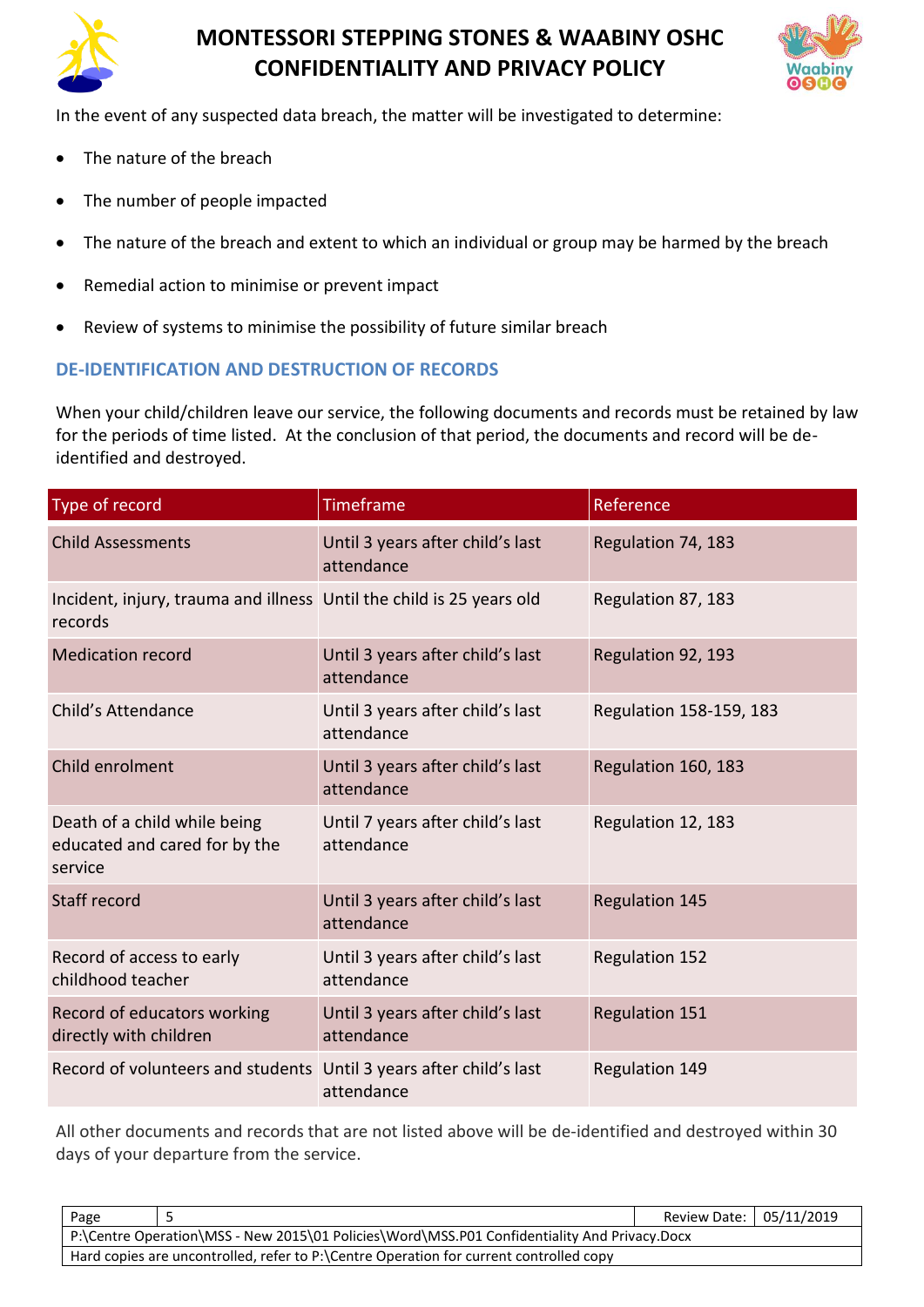In the event of any suspected data breach, the matter will be investigated to determine:

- The nature of the breach
- The number of people impacted
- The nature of the breach and extent to which an individual or group may be harmed by the breach
- Remedial action to minimise or prevent impact
- Review of systems to minimise the possibility of future similar breach

## DE-IDENTIFICATION AND DESTRUCTION OF RECORDS

When your child/children leave our service, the following documents and records must be retained by law for the periods of time listed. At the conclusion of that period, the documents and record will be de-identified and destroyed.

| Type of record | Timeframe | Reference |
|---|---|---|
| Child Assessments | Until 3 years after child's last attendance | Regulation 74, 183 |
| Incident, injury, trauma and illness records | Until the child is 25 years old | Regulation 87, 183 |
| Medication record | Until 3 years after child's last attendance | Regulation 92, 193 |
| Child's Attendance | Until 3 years after child's last attendance | Regulation 158-159, 183 |
| Child enrolment | Until 3 years after child's last attendance | Regulation 160, 183 |
| Death of a child while being educated and cared for by the service | Until 7 years after child's last attendance | Regulation 12, 183 |
| Staff record | Until 3 years after child's last attendance | Regulation 145 |
| Record of access to early childhood teacher | Until 3 years after child's last attendance | Regulation 152 |
| Record of educators working directly with children | Until 3 years after child's last attendance | Regulation 151 |
| Record of volunteers and students | Until 3 years after child's last attendance | Regulation 149 |

All other documents and records that are not listed above will be de-identified and destroyed within 30 days of your departure from the service.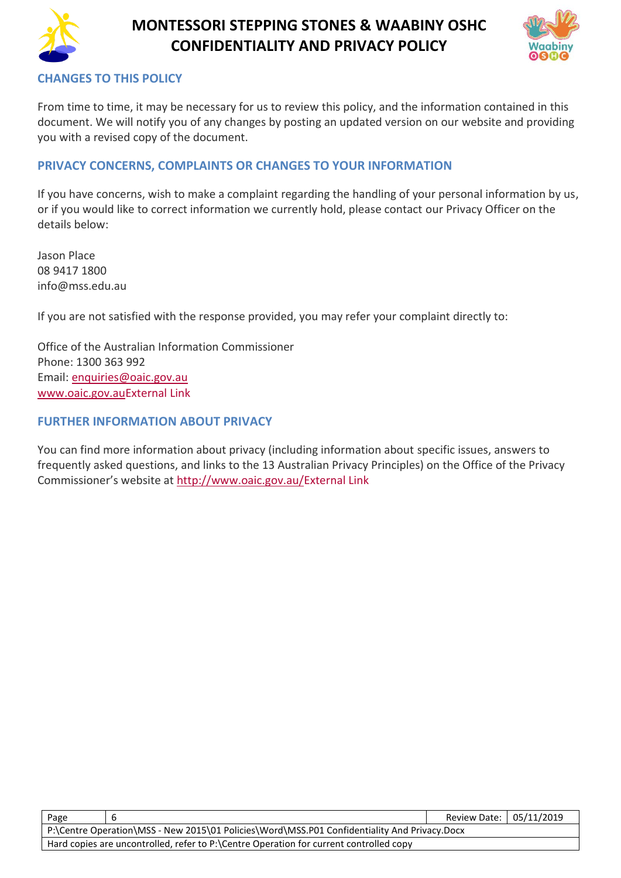## CHANGES TO THIS POLICY

From time to time, it may be necessary for us to review this policy, and the information contained in this document. We will notify you of any changes by posting an updated version on our website and providing you with a revised copy of the document.

## PRIVACY CONCERNS, COMPLAINTS OR CHANGES TO YOUR INFORMATION

If you have concerns, wish to make a complaint regarding the handling of your personal information by us, or if you would like to correct information we currently hold, please contact our Privacy Officer on the details below:

Jason Place
08 9417 1800
info@mss.edu.au

If you are not satisfied with the response provided, you may refer your complaint directly to:

Office of the Australian Information Commissioner
Phone: 1300 363 992
Email: enquiries@oaic.gov.au
www.oaic.gov.auExternal Link

## FURTHER INFORMATION ABOUT PRIVACY

You can find more information about privacy (including information about specific issues, answers to frequently asked questions, and links to the 13 Australian Privacy Principles) on the Office of the Privacy Commissioner's website at http://www.oaic.gov.au/External Link